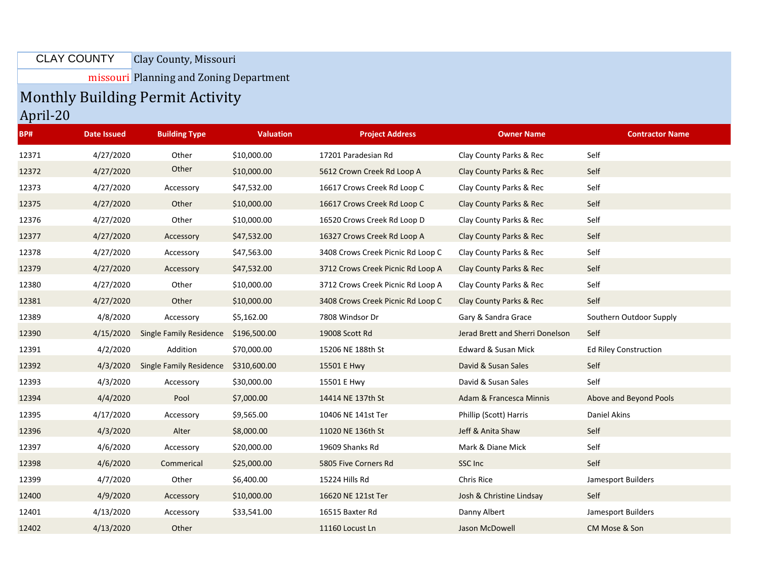CLAY COUNTY
missouri

Clay County, Missouri
Planning and Zoning Department

# Monthly Building Permit Activity

## April-20

| BP# | Date Issued | Building Type | Valuation | Project Address | Owner Name | Contractor Name |
|---|---|---|---|---|---|---|
| 12371 | 4/27/2020 | Other | $10,000.00 | 17201 Paradesian Rd | Clay County Parks & Rec | Self |
| 12372 | 4/27/2020 | Other | $10,000.00 | 5612 Crown Creek Rd Loop A | Clay County Parks & Rec | Self |
| 12373 | 4/27/2020 | Accessory | $47,532.00 | 16617 Crows Creek Rd Loop C | Clay County Parks & Rec | Self |
| 12375 | 4/27/2020 | Other | $10,000.00 | 16617 Crows Creek Rd Loop C | Clay County Parks & Rec | Self |
| 12376 | 4/27/2020 | Other | $10,000.00 | 16520 Crows Creek Rd Loop D | Clay County Parks & Rec | Self |
| 12377 | 4/27/2020 | Accessory | $47,532.00 | 16327 Crows Creek Rd Loop A | Clay County Parks & Rec | Self |
| 12378 | 4/27/2020 | Accessory | $47,563.00 | 3408 Crows Creek Picnic Rd Loop C | Clay County Parks & Rec | Self |
| 12379 | 4/27/2020 | Accessory | $47,532.00 | 3712 Crows Creek Picnic Rd Loop A | Clay County Parks & Rec | Self |
| 12380 | 4/27/2020 | Other | $10,000.00 | 3712 Crows Creek Picnic Rd Loop A | Clay County Parks & Rec | Self |
| 12381 | 4/27/2020 | Other | $10,000.00 | 3408 Crows Creek Picnic Rd Loop C | Clay County Parks & Rec | Self |
| 12389 | 4/8/2020 | Accessory | $5,162.00 | 7808 Windsor Dr | Gary & Sandra Grace | Southern Outdoor Supply |
| 12390 | 4/15/2020 | Single Family Residence | $196,500.00 | 19008 Scott Rd | Jerad Brett and Sherri Donelson | Self |
| 12391 | 4/2/2020 | Addition | $70,000.00 | 15206 NE 188th St | Edward & Susan Mick | Ed Riley Construction |
| 12392 | 4/3/2020 | Single Family Residence | $310,600.00 | 15501 E Hwy | David & Susan Sales | Self |
| 12393 | 4/3/2020 | Accessory | $30,000.00 | 15501 E Hwy | David & Susan Sales | Self |
| 12394 | 4/4/2020 | Pool | $7,000.00 | 14414 NE 137th St | Adam & Francesca Minnis | Above and Beyond Pools |
| 12395 | 4/17/2020 | Accessory | $9,565.00 | 10406 NE 141st Ter | Phillip (Scott) Harris | Daniel Akins |
| 12396 | 4/3/2020 | Alter | $8,000.00 | 11020 NE 136th St | Jeff & Anita Shaw | Self |
| 12397 | 4/6/2020 | Accessory | $20,000.00 | 19609 Shanks Rd | Mark & Diane Mick | Self |
| 12398 | 4/6/2020 | Commerical | $25,000.00 | 5805 Five Corners Rd | SSC Inc | Self |
| 12399 | 4/7/2020 | Other | $6,400.00 | 15224 Hills Rd | Chris Rice | Jamesport Builders |
| 12400 | 4/9/2020 | Accessory | $10,000.00 | 16620 NE 121st Ter | Josh & Christine Lindsay | Self |
| 12401 | 4/13/2020 | Accessory | $33,541.00 | 16515 Baxter Rd | Danny Albert | Jamesport Builders |
| 12402 | 4/13/2020 | Other | | 11160 Locust Ln | Jason McDowell | CM Mose & Son |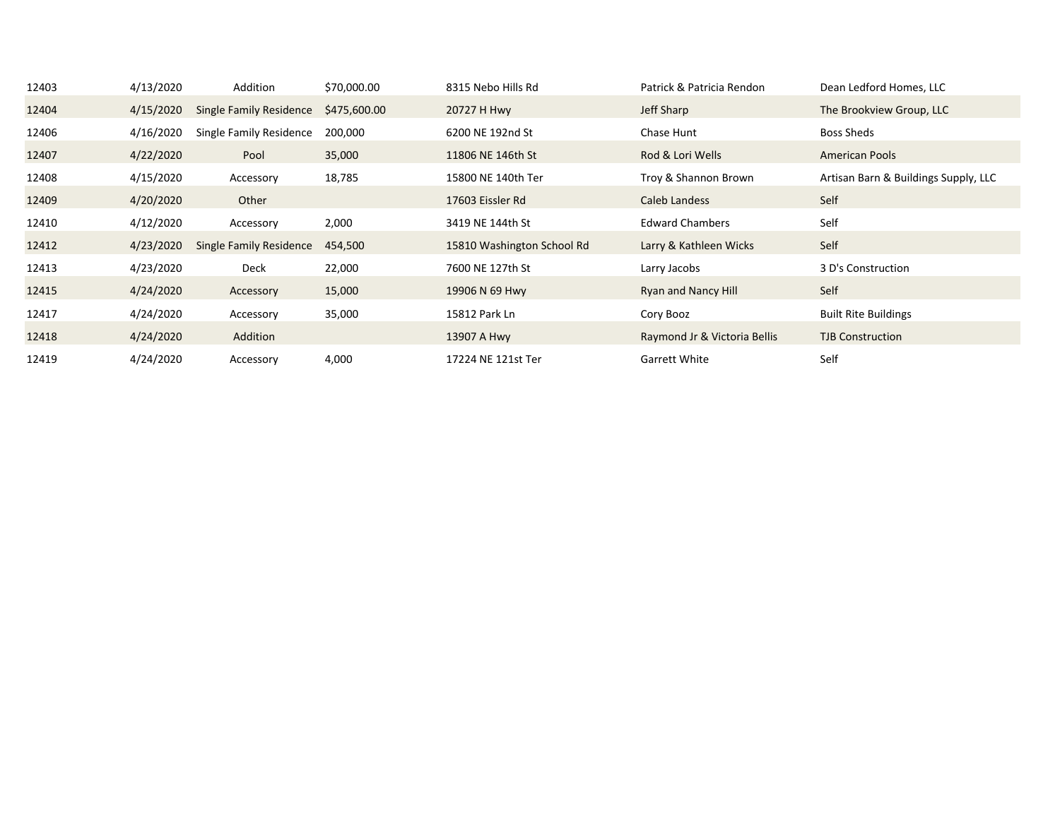| | | | | | | |
|---|---|---|---|---|---|---|
| 12403 | 4/13/2020 | Addition | $70,000.00 | 8315 Nebo Hills Rd | Patrick & Patricia Rendon | Dean Ledford Homes, LLC |
| 12404 | 4/15/2020 | Single Family Residence | $475,600.00 | 20727 H Hwy | Jeff Sharp | The Brookview Group, LLC |
| 12406 | 4/16/2020 | Single Family Residence | 200,000 | 6200 NE 192nd St | Chase Hunt | Boss Sheds |
| 12407 | 4/22/2020 | Pool | 35,000 | 11806 NE 146th St | Rod & Lori Wells | American Pools |
| 12408 | 4/15/2020 | Accessory | 18,785 | 15800 NE 140th Ter | Troy & Shannon Brown | Artisan Barn & Buildings Supply, LLC |
| 12409 | 4/20/2020 | Other | | 17603 Eissler Rd | Caleb Landess | Self |
| 12410 | 4/12/2020 | Accessory | 2,000 | 3419 NE 144th St | Edward Chambers | Self |
| 12412 | 4/23/2020 | Single Family Residence | 454,500 | 15810 Washington School Rd | Larry & Kathleen Wicks | Self |
| 12413 | 4/23/2020 | Deck | 22,000 | 7600 NE 127th St | Larry Jacobs | 3 D's Construction |
| 12415 | 4/24/2020 | Accessory | 15,000 | 19906 N 69 Hwy | Ryan and Nancy Hill | Self |
| 12417 | 4/24/2020 | Accessory | 35,000 | 15812 Park Ln | Cory Booz | Built Rite Buildings |
| 12418 | 4/24/2020 | Addition | | 13907 A Hwy | Raymond Jr & Victoria Bellis | TJB Construction |
| 12419 | 4/24/2020 | Accessory | 4,000 | 17224 NE 121st Ter | Garrett White | Self |